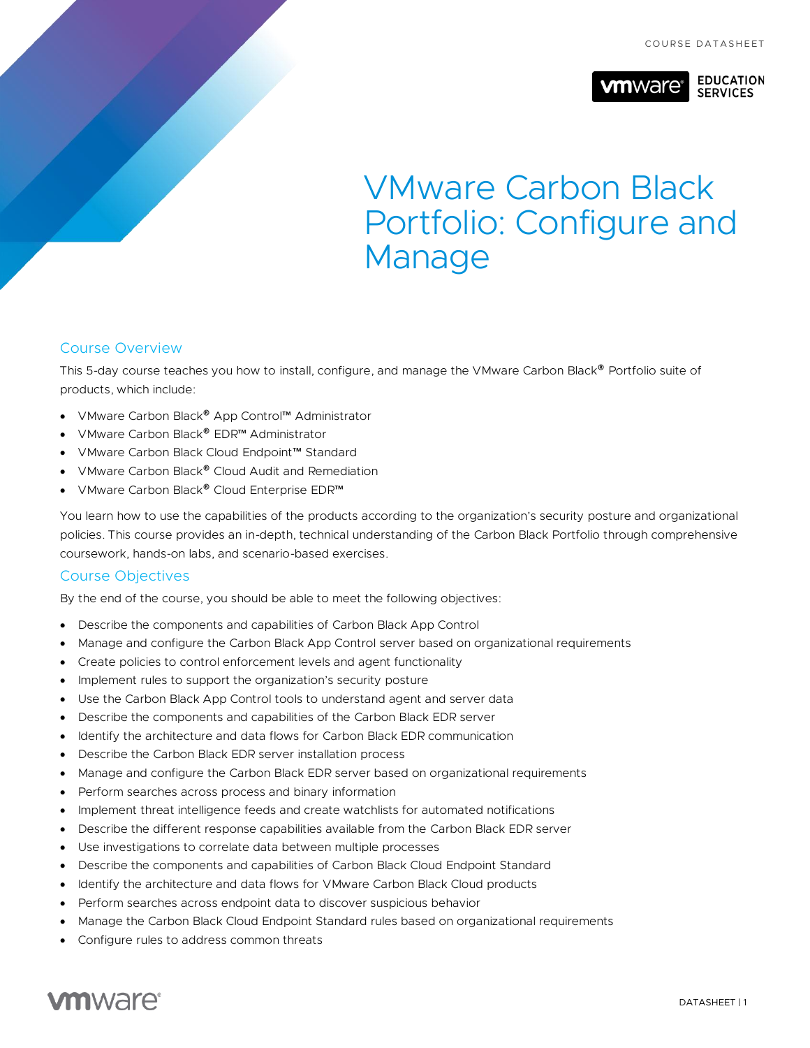# VMware Carbon Black Portfolio: Configure and Manage

## Course Overview

This 5-day course teaches you how to install, configure, and manage the VMware Carbon Black® Portfolio suite of products, which include:

- VMware Carbon Black® App Control™ Administrator
- VMware Carbon Black® EDR™ Administrator
- VMware Carbon Black Cloud Endpoint™ Standard
- VMware Carbon Black® Cloud Audit and Remediation
- VMware Carbon Black® Cloud Enterprise EDR™

You learn how to use the capabilities of the products according to the organization's security posture and organizational policies. This course provides an in-depth, technical understanding of the Carbon Black Portfolio through comprehensive coursework, hands-on labs, and scenario-based exercises.

## Course Objectives

By the end of the course, you should be able to meet the following objectives:

- Describe the components and capabilities of Carbon Black App Control
- Manage and configure the Carbon Black App Control server based on organizational requirements
- Create policies to control enforcement levels and agent functionality
- Implement rules to support the organization's security posture
- Use the Carbon Black App Control tools to understand agent and server data
- Describe the components and capabilities of the Carbon Black EDR server
- Identify the architecture and data flows for Carbon Black EDR communication
- Describe the Carbon Black EDR server installation process
- Manage and configure the Carbon Black EDR server based on organizational requirements
- Perform searches across process and binary information
- Implement threat intelligence feeds and create watchlists for automated notifications
- Describe the different response capabilities available from the Carbon Black EDR server
- Use investigations to correlate data between multiple processes
- Describe the components and capabilities of Carbon Black Cloud Endpoint Standard
- Identify the architecture and data flows for VMware Carbon Black Cloud products
- Perform searches across endpoint data to discover suspicious behavior
- Manage the Carbon Black Cloud Endpoint Standard rules based on organizational requirements
- Configure rules to address common threats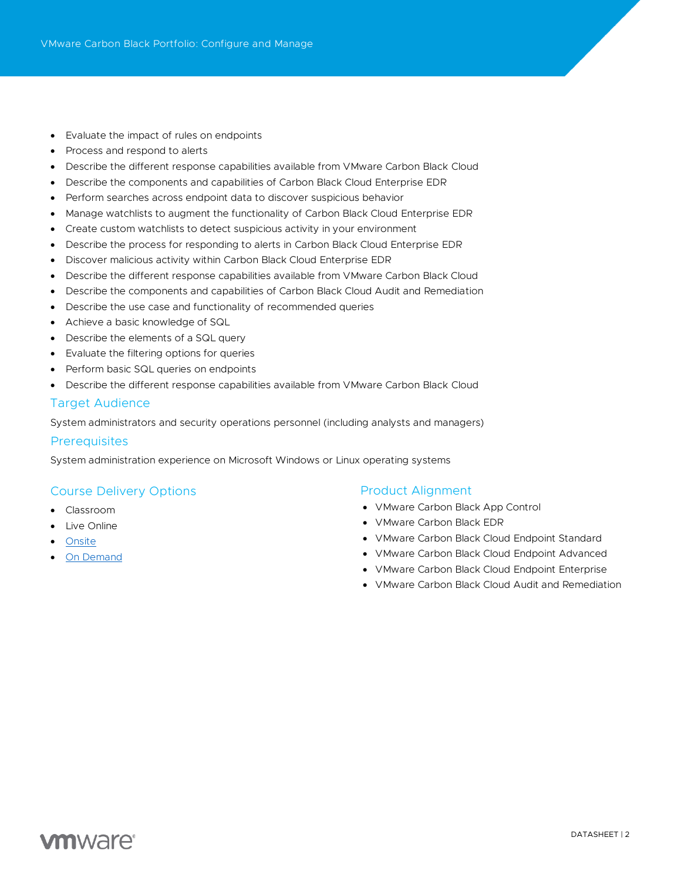- Evaluate the impact of rules on endpoints
- Process and respond to alerts
- Describe the different response capabilities available from VMware Carbon Black Cloud
- Describe the components and capabilities of Carbon Black Cloud Enterprise EDR
- Perform searches across endpoint data to discover suspicious behavior
- Manage watchlists to augment the functionality of Carbon Black Cloud Enterprise EDR
- Create custom watchlists to detect suspicious activity in your environment
- Describe the process for responding to alerts in Carbon Black Cloud Enterprise EDR
- Discover malicious activity within Carbon Black Cloud Enterprise EDR
- Describe the different response capabilities available from VMware Carbon Black Cloud
- Describe the components and capabilities of Carbon Black Cloud Audit and Remediation
- Describe the use case and functionality of recommended queries
- Achieve a basic knowledge of SQL
- Describe the elements of a SQL query
- Evaluate the filtering options for queries
- Perform basic SQL queries on endpoints
- Describe the different response capabilities available from VMware Carbon Black Cloud

## Target Audience

System administrators and security operations personnel (including analysts and managers)

## Prerequisites

System administration experience on Microsoft Windows or Linux operating systems

## Course Delivery Options

- Classroom
- Live Online
- Onsite
- On Demand

## Product Alignment

- VMware Carbon Black App Control
- VMware Carbon Black EDR
- VMware Carbon Black Cloud Endpoint Standard
- VMware Carbon Black Cloud Endpoint Advanced
- VMware Carbon Black Cloud Endpoint Enterprise
- VMware Carbon Black Cloud Audit and Remediation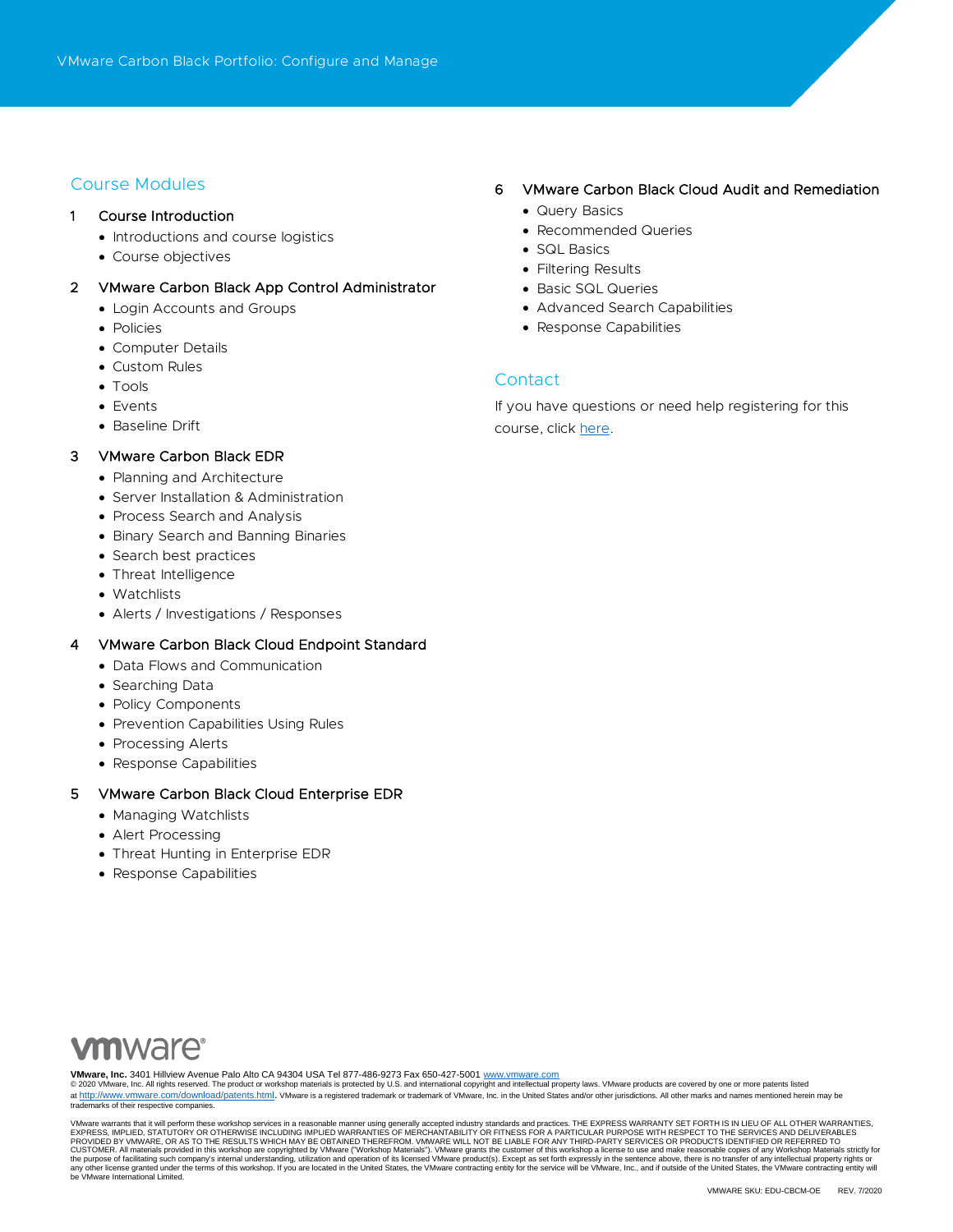## Course Modules

### 1 Course Introduction

- Introductions and course logistics
- Course objectives

### 2 VMware Carbon Black App Control Administrator

- Login Accounts and Groups
- Policies
- Computer Details
- Custom Rules
- Tools
- Events
- Baseline Drift

### 3 VMware Carbon Black EDR

- Planning and Architecture
- Server Installation & Administration
- Process Search and Analysis
- Binary Search and Banning Binaries
- Search best practices
- Threat Intelligence
- Watchlists
- Alerts / Investigations / Responses

### 4 VMware Carbon Black Cloud Endpoint Standard

- Data Flows and Communication
- Searching Data
- Policy Components
- Prevention Capabilities Using Rules
- Processing Alerts
- Response Capabilities

### 5 VMware Carbon Black Cloud Enterprise EDR

- Managing Watchlists
- Alert Processing
- Threat Hunting in Enterprise EDR
- Response Capabilities

### 6 VMware Carbon Black Cloud Audit and Remediation

- Query Basics
- Recommended Queries
- SQL Basics
- Filtering Results
- Basic SQL Queries
- Advanced Search Capabilities
- Response Capabilities

## Contact

If you have questions or need help registering for this course, click here.

**VMware, Inc.** 3401 Hillview Avenue Palo Alto CA 94304 USA Tel 877-486-9273 Fax 650-427-5001 www.vmware.com
© 2020 VMware, Inc. All rights reserved. The product or workshop materials is protected by U.S. and international copyright and intellectual property laws. VMware products are covered by one or more patents listed at http://www.vmware.com/download/patents.html. VMware is a registered trademark or trademark of VMware, Inc. in the United States and/or other jurisdictions. All other marks and names mentioned herein may be trademarks of their respective companies.

VMware warrants that it will perform these workshop services in a reasonable manner using generally accepted industry standards and practices. THE EXPRESS WARRANTY SET FORTH IS IN LIEU OF ALL OTHER WARRANTIES, EXPRESS, IMPLIED, STATUTORY OR OTHERWISE INCLUDING IMPLIED WARRANTIES OF MERCHANTABILITY OR FITNESS FOR A PARTICULAR PURPOSE WITH RESPECT TO THE SERVICES AND DELIVERABLES PROVIDED BY VMWARE, OR AS TO THE RESULTS WHICH MAY BE OBTAINED THEREFROM. VMWARE WILL NOT BE LIABLE FOR ANY THIRD-PARTY SERVICES OR PRODUCTS IDENTIFIED OR REFERRED TO CUSTOMER. All materials provided in this workshop are copyrighted by VMware ("Workshop Materials"). VMware grants the customer of this workshop a license to use and make reasonable copies of any Workshop Materials strictly for the purpose of facilitating such company's internal understanding, utilization and operation of its licensed VMware product(s). Except as set forth expressly in the sentence above, there is no transfer of any intellectual property rights or any other license granted under the terms of this workshop. If you are located in the United States, the VMware contracting entity for the service will be VMware, Inc., and if outside of the United States, the VMware contracting entity will be VMware International Limited.

VMWARE SKU: EDU-CBCM-OE REV. 7/2020